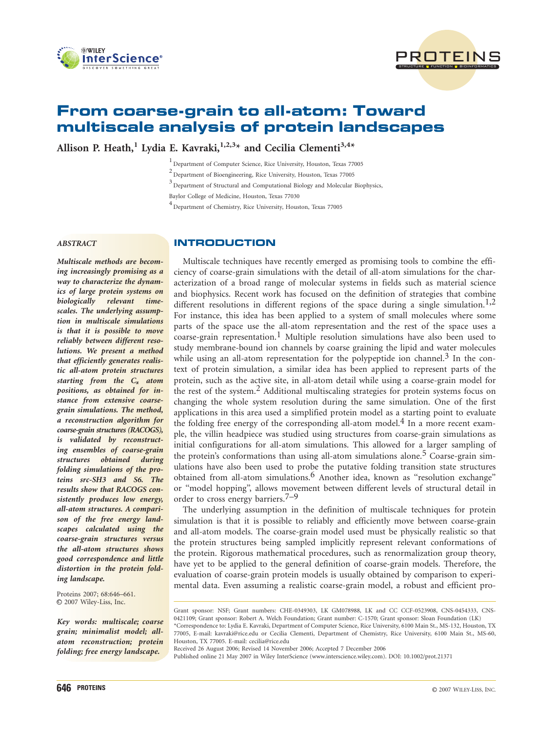# From coarse-grain to all-atom: Toward multiscale analysis of protein landscapes

**Allison P. Heath,[1] Lydia E. Kavraki,[1,2,3*] and Cecilia Clementi[3,4*]**

[1] Department of Computer Science, Rice University, Houston, Texas 77005

[2] Department of Bioengineering, Rice University, Houston, Texas 77005

[3] Department of Structural and Computational Biology and Molecular Biophysics, Baylor College of Medicine, Houston, Texas 77030

[4] Department of Chemistry, Rice University, Houston, Texas 77005

*ABSTRACT*

***Multiscale methods are becoming increasingly promising as a way to characterize the dynamics of large protein systems on biologically relevant timescales. The underlying assumption in multiscale simulations is that it is possible to move reliably between different resolutions. We present a method that efficiently generates realistic all-atom protein structures starting from the $C_\alpha$ atom positions, as obtained for instance from extensive coarse-grain simulations. The method, a reconstruction algorithm for coarse-grain structures (RACOGS), is validated by reconstructing ensembles of coarse-grain structures obtained during folding simulations of the proteins src-SH3 and S6. The results show that RACOGS consistently produces low energy, all-atom structures. A comparison of the free energy landscapes calculated using the coarse-grain structures versus the all-atom structures shows good correspondence and little distortion in the protein folding landscape.***

Proteins 2007; 68:646–661.
© 2007 Wiley-Liss, Inc.

***Key words: multiscale; coarse grain; minimalist model; all-atom reconstruction; protein folding; free energy landscape.***

## INTRODUCTION

Multiscale techniques have recently emerged as promising tools to combine the efficiency of coarse-grain simulations with the detail of all-atom simulations for the characterization of a broad range of molecular systems in fields such as material science and biophysics. Recent work has focused on the definition of strategies that combine different resolutions in different regions of the space during a single simulation.[1,2] For instance, this idea has been applied to a system of small molecules where some parts of the space use the all-atom representation and the rest of the space uses a coarse-grain representation.[1] Multiple resolution simulations have also been used to study membrane-bound ion channels by coarse graining the lipid and water molecules while using an all-atom representation for the polypeptide ion channel.[3] In the context of protein simulation, a similar idea has been applied to represent parts of the protein, such as the active site, in all-atom detail while using a coarse-grain model for the rest of the system.[2] Additional multiscaling strategies for protein systems focus on changing the whole system resolution during the same simulation. One of the first applications in this area used a simplified protein model as a starting point to evaluate the folding free energy of the corresponding all-atom model.[4] In a more recent example, the villin headpiece was studied using structures from coarse-grain simulations as initial configurations for all-atom simulations. This allowed for a larger sampling of the protein's conformations than using all-atom simulations alone.[5] Coarse-grain simulations have also been used to probe the putative folding transition state structures obtained from all-atom simulations.[6] Another idea, known as "resolution exchange" or "model hopping", allows movement between different levels of structural detail in order to cross energy barriers.[7–9]

The underlying assumption in the definition of multiscale techniques for protein simulation is that it is possible to reliably and efficiently move between coarse-grain and all-atom models. The coarse-grain model used must be physically realistic so that the protein structures being sampled implicitly represent relevant conformations of the protein. Rigorous mathematical procedures, such as renormalization group theory, have yet to be applied to the general definition of coarse-grain models. Therefore, the evaluation of coarse-grain protein models is usually obtained by comparison to experimental data. Even assuming a realistic coarse-grain model, a robust and efficient pro-

Grant sponsor: NSF; Grant numbers: CHE-0349303, LK GM078988, LK and CC CCF-0523908, CNS-0454333, CNS-0421109; Grant sponsor: Robert A. Welch Foundation; Grant number: C-1570; Grant sponsor: Sloan Foundation (LK)

*Correspondence to: Lydia E. Kavraki, Department of Computer Science, Rice University, 6100 Main St., MS-132, Houston, TX 77005, E-mail: kavraki@rice.edu or Cecilia Clementi, Department of Chemistry, Rice University, 6100 Main St., MS-60, Houston, TX 77005. E-mail: cecilia@rice.edu

Received 26 August 2006; Revised 14 November 2006; Accepted 7 December 2006

Published online 21 May 2007 in Wiley InterScience (www.interscience.wiley.com). DOI: 10.1002/prot.21371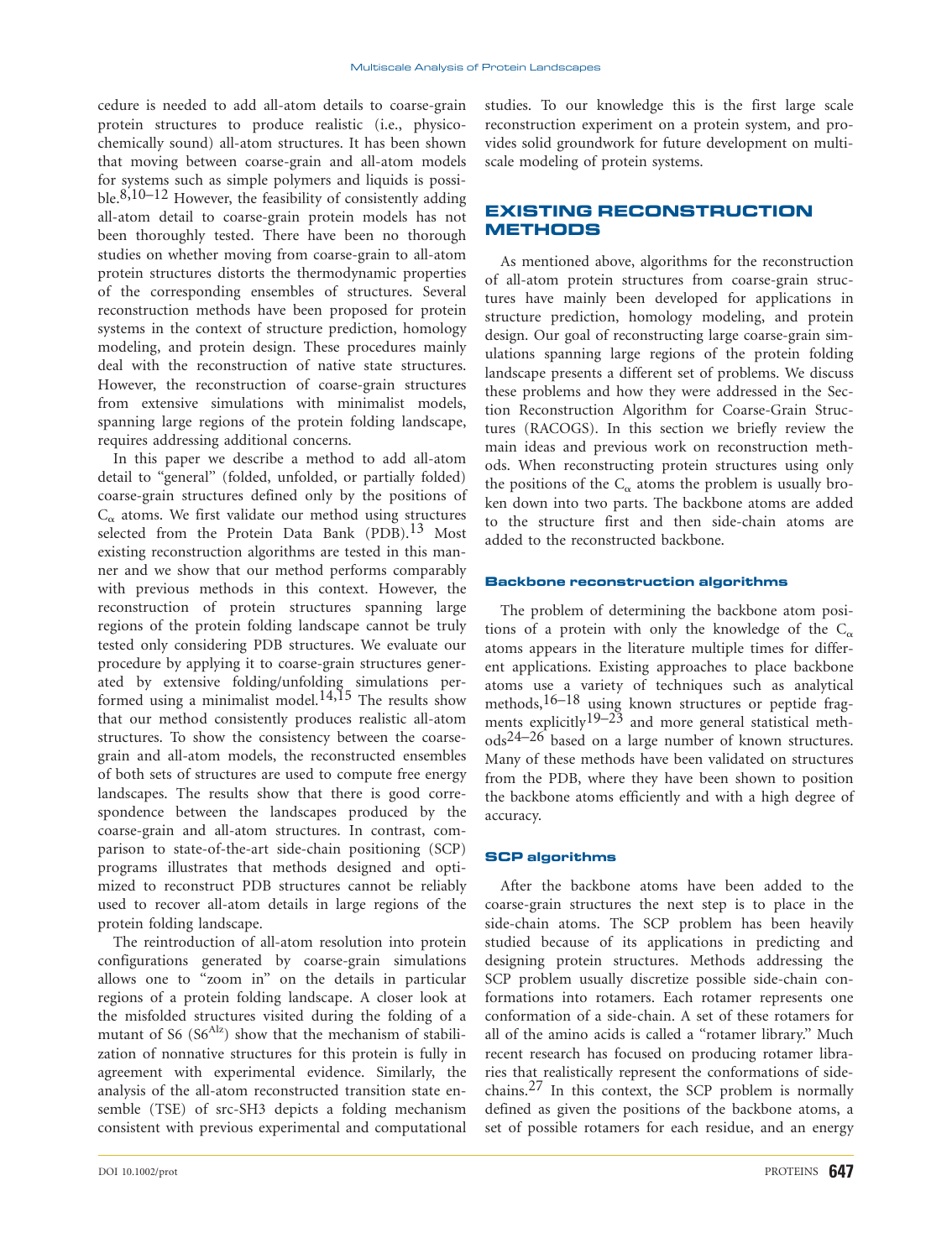cedure is needed to add all-atom details to coarse-grain protein structures to produce realistic (i.e., physicochemically sound) all-atom structures. It has been shown that moving between coarse-grain and all-atom models for systems such as simple polymers and liquids is possible.[8,10–12] However, the feasibility of consistently adding all-atom detail to coarse-grain protein models has not been thoroughly tested. There have been no thorough studies on whether moving from coarse-grain to all-atom protein structures distorts the thermodynamic properties of the corresponding ensembles of structures. Several reconstruction methods have been proposed for protein systems in the context of structure prediction, homology modeling, and protein design. These procedures mainly deal with the reconstruction of native state structures. However, the reconstruction of coarse-grain structures from extensive simulations with minimalist models, spanning large regions of the protein folding landscape, requires addressing additional concerns.

In this paper we describe a method to add all-atom detail to "general" (folded, unfolded, or partially folded) coarse-grain structures defined only by the positions of $C_\alpha$ atoms. We first validate our method using structures selected from the Protein Data Bank (PDB).[13] Most existing reconstruction algorithms are tested in this manner and we show that our method performs comparably with previous methods in this context. However, the reconstruction of protein structures spanning large regions of the protein folding landscape cannot be truly tested only considering PDB structures. We evaluate our procedure by applying it to coarse-grain structures generated by extensive folding/unfolding simulations performed using a minimalist model.[14,15] The results show that our method consistently produces realistic all-atom structures. To show the consistency between the coarse-grain and all-atom models, the reconstructed ensembles of both sets of structures are used to compute free energy landscapes. The results show that there is good correspondence between the landscapes produced by the coarse-grain and all-atom structures. In contrast, comparison to state-of-the-art side-chain positioning (SCP) programs illustrates that methods designed and optimized to reconstruct PDB structures cannot be reliably used to recover all-atom details in large regions of the protein folding landscape.

The reintroduction of all-atom resolution into protein configurations generated by coarse-grain simulations allows one to "zoom in" on the details in particular regions of a protein folding landscape. A closer look at the misfolded structures visited during the folding of a mutant of S6 ($S6^{Alz}$) show that the mechanism of stabilization of nonnative structures for this protein is fully in agreement with experimental evidence. Similarly, the analysis of the all-atom reconstructed transition state ensemble (TSE) of src-SH3 depicts a folding mechanism consistent with previous experimental and computational studies. To our knowledge this is the first large scale reconstruction experiment on a protein system, and provides solid groundwork for future development on multiscale modeling of protein systems.

## EXISTING RECONSTRUCTION METHODS

As mentioned above, algorithms for the reconstruction of all-atom protein structures from coarse-grain structures have mainly been developed for applications in structure prediction, homology modeling, and protein design. Our goal of reconstructing large coarse-grain simulations spanning large regions of the protein folding landscape presents a different set of problems. We discuss these problems and how they were addressed in the Section Reconstruction Algorithm for Coarse-Grain Structures (RACOGS). In this section we briefly review the main ideas and previous work on reconstruction methods. When reconstructing protein structures using only the positions of the $C_\alpha$ atoms the problem is usually broken down into two parts. The backbone atoms are added to the structure first and then side-chain atoms are added to the reconstructed backbone.

### Backbone reconstruction algorithms

The problem of determining the backbone atom positions of a protein with only the knowledge of the $C_\alpha$ atoms appears in the literature multiple times for different applications. Existing approaches to place backbone atoms use a variety of techniques such as analytical methods,[16–18] using known structures or peptide fragments explicitly[19–23] and more general statistical methods[24–26] based on a large number of known structures. Many of these methods have been validated on structures from the PDB, where they have been shown to position the backbone atoms efficiently and with a high degree of accuracy.

### SCP algorithms

After the backbone atoms have been added to the coarse-grain structures the next step is to place in the side-chain atoms. The SCP problem has been heavily studied because of its applications in predicting and designing protein structures. Methods addressing the SCP problem usually discretize possible side-chain conformations into rotamers. Each rotamer represents one conformation of a side-chain. A set of these rotamers for all of the amino acids is called a "rotamer library." Much recent research has focused on producing rotamer libraries that realistically represent the conformations of side-chains.[27] In this context, the SCP problem is normally defined as given the positions of the backbone atoms, a set of possible rotamers for each residue, and an energy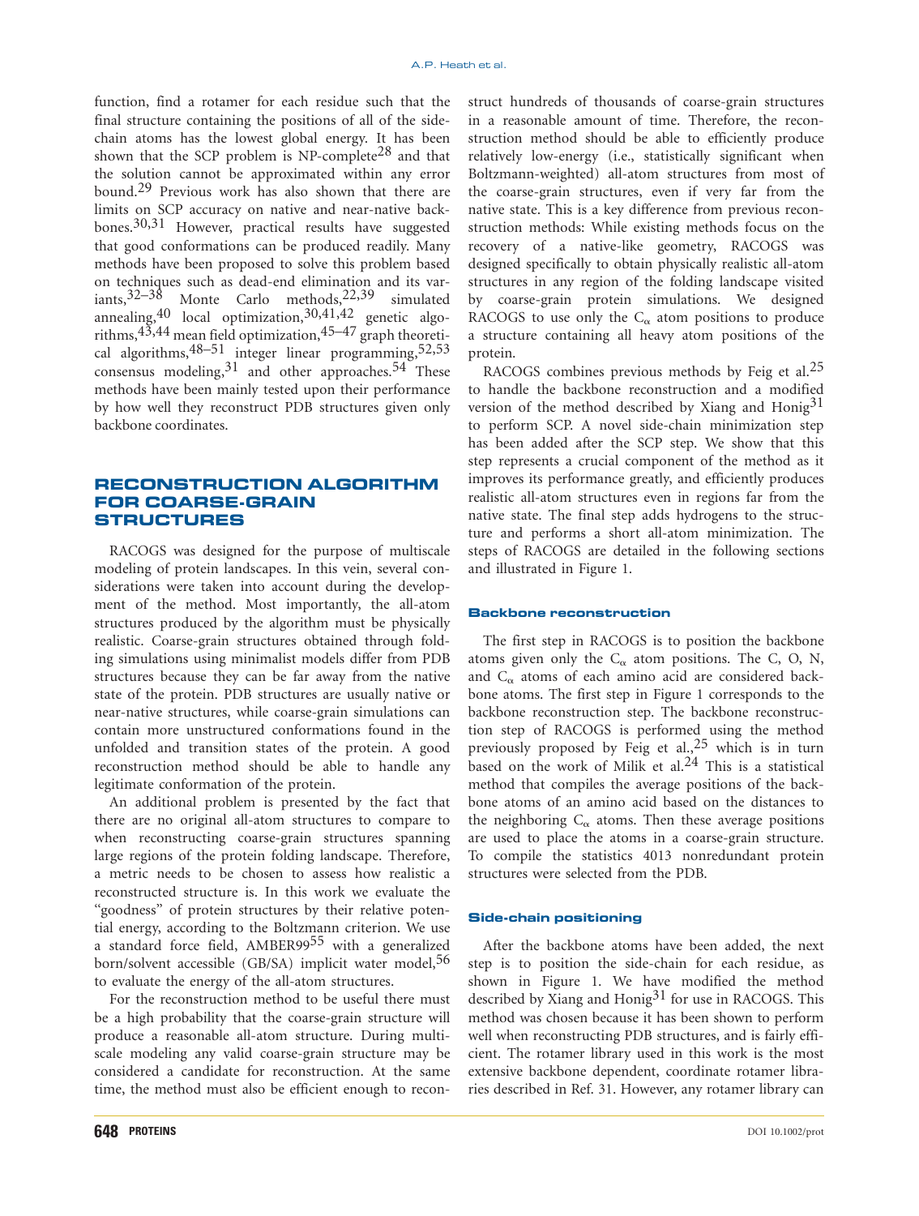function, find a rotamer for each residue such that the final structure containing the positions of all of the side-chain atoms has the lowest global energy. It has been shown that the SCP problem is NP-complete[28] and that the solution cannot be approximated within any error bound.[29] Previous work has also shown that there are limits on SCP accuracy on native and near-native backbones.[30,31] However, practical results have suggested that good conformations can be produced readily. Many methods have been proposed to solve this problem based on techniques such as dead-end elimination and its variants,[32–38] Monte Carlo methods,[22,39] simulated annealing,[40] local optimization,[30,41,42] genetic algorithms,[43,44] mean field optimization,[45–47] graph theoretical algorithms,[48–51] integer linear programming,[52,53] consensus modeling,[31] and other approaches.[54] These methods have been mainly tested upon their performance by how well they reconstruct PDB structures given only backbone coordinates.

## RECONSTRUCTION ALGORITHM FOR COARSE-GRAIN STRUCTURES

RACOGS was designed for the purpose of multiscale modeling of protein landscapes. In this vein, several considerations were taken into account during the development of the method. Most importantly, the all-atom structures produced by the algorithm must be physically realistic. Coarse-grain structures obtained through folding simulations using minimalist models differ from PDB structures because they can be far away from the native state of the protein. PDB structures are usually native or near-native structures, while coarse-grain simulations can contain more unstructured conformations found in the unfolded and transition states of the protein. A good reconstruction method should be able to handle any legitimate conformation of the protein.

An additional problem is presented by the fact that there are no original all-atom structures to compare to when reconstructing coarse-grain structures spanning large regions of the protein folding landscape. Therefore, a metric needs to be chosen to assess how realistic a reconstructed structure is. In this work we evaluate the "goodness" of protein structures by their relative potential energy, according to the Boltzmann criterion. We use a standard force field, AMBER99[55] with a generalized born/solvent accessible (GB/SA) implicit water model,[56] to evaluate the energy of the all-atom structures.

For the reconstruction method to be useful there must be a high probability that the coarse-grain structure will produce a reasonable all-atom structure. During multiscale modeling any valid coarse-grain structure may be considered a candidate for reconstruction. At the same time, the method must also be efficient enough to reconstruct hundreds of thousands of coarse-grain structures in a reasonable amount of time. Therefore, the reconstruction method should be able to efficiently produce relatively low-energy (i.e., statistically significant when Boltzmann-weighted) all-atom structures from most of the coarse-grain structures, even if very far from the native state. This is a key difference from previous reconstruction methods: While existing methods focus on the recovery of a native-like geometry, RACOGS was designed specifically to obtain physically realistic all-atom structures in any region of the folding landscape visited by coarse-grain protein simulations. We designed RACOGS to use only the $C_\alpha$ atom positions to produce a structure containing all heavy atom positions of the protein.

RACOGS combines previous methods by Feig et al.[25] to handle the backbone reconstruction and a modified version of the method described by Xiang and Honig[31] to perform SCP. A novel side-chain minimization step has been added after the SCP step. We show that this step represents a crucial component of the method as it improves its performance greatly, and efficiently produces realistic all-atom structures even in regions far from the native state. The final step adds hydrogens to the structure and performs a short all-atom minimization. The steps of RACOGS are detailed in the following sections and illustrated in Figure 1.

### Backbone reconstruction

The first step in RACOGS is to position the backbone atoms given only the $C_\alpha$ atom positions. The C, O, N, and $C_\alpha$ atoms of each amino acid are considered backbone atoms. The first step in Figure 1 corresponds to the backbone reconstruction step. The backbone reconstruction step of RACOGS is performed using the method previously proposed by Feig et al.,[25] which is in turn based on the work of Milik et al.[24] This is a statistical method that compiles the average positions of the backbone atoms of an amino acid based on the distances to the neighboring $C_\alpha$ atoms. Then these average positions are used to place the atoms in a coarse-grain structure. To compile the statistics 4013 nonredundant protein structures were selected from the PDB.

### Side-chain positioning

After the backbone atoms have been added, the next step is to position the side-chain for each residue, as shown in Figure 1. We have modified the method described by Xiang and Honig[31] for use in RACOGS. This method was chosen because it has been shown to perform well when reconstructing PDB structures, and is fairly efficient. The rotamer library used in this work is the most extensive backbone dependent, coordinate rotamer libraries described in Ref. 31. However, any rotamer library can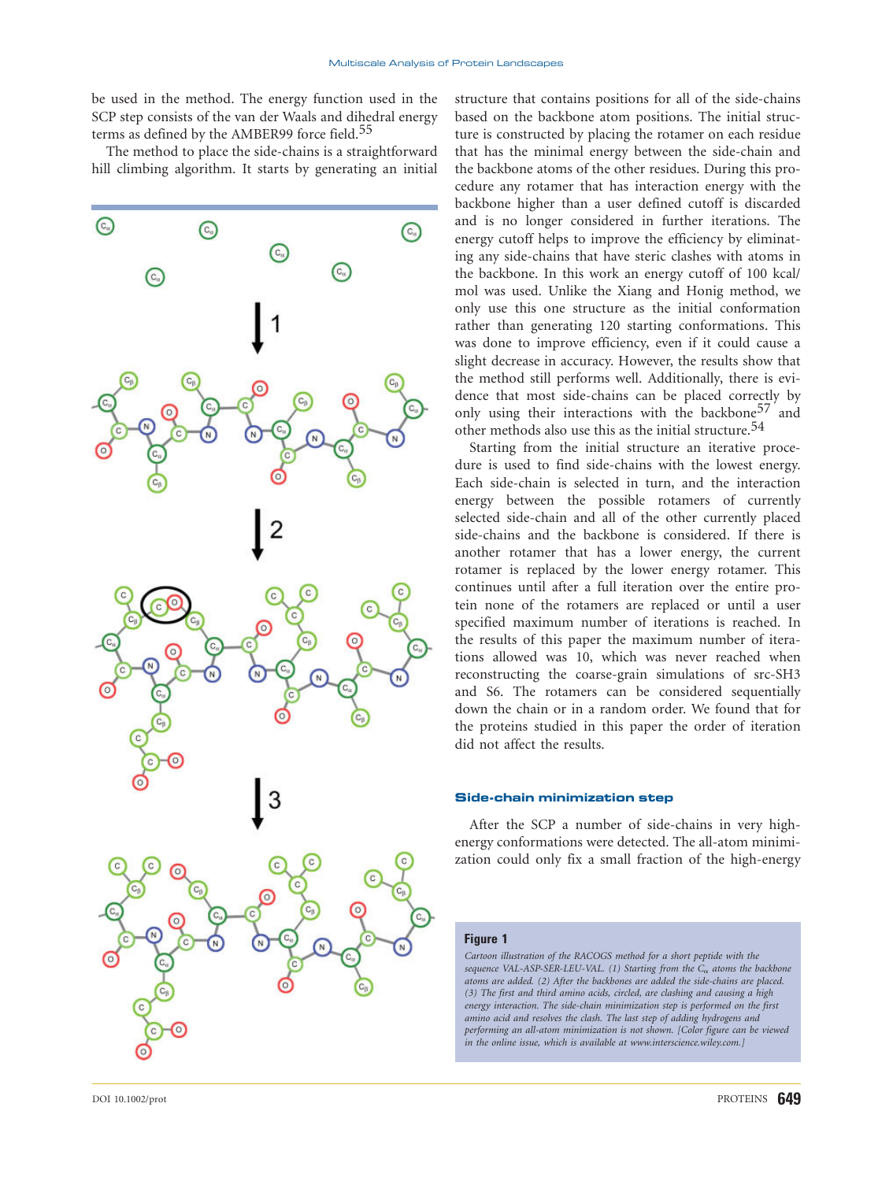be used in the method. The energy function used in the SCP step consists of the van der Waals and dihedral energy terms as defined by the AMBER99 force field.[55]

The method to place the side-chains is a straightforward hill climbing algorithm. It starts by generating an initial structure that contains positions for all of the side-chains based on the backbone atom positions. The initial structure is constructed by placing the rotamer on each residue that has the minimal energy between the side-chain and the backbone atoms of the other residues. During this procedure any rotamer that has interaction energy with the backbone higher than a user defined cutoff is discarded and is no longer considered in further iterations. The energy cutoff helps to improve the efficiency by eliminating any side-chains that have steric clashes with atoms in the backbone. In this work an energy cutoff of 100 kcal/mol was used. Unlike the Xiang and Honig method, we only use this one structure as the initial conformation rather than generating 120 starting conformations. This was done to improve efficiency, even if it could cause a slight decrease in accuracy. However, the results show that the method still performs well. Additionally, there is evidence that most side-chains can be placed correctly by only using their interactions with the backbone[57] and other methods also use this as the initial structure.[54]

Starting from the initial structure an iterative procedure is used to find side-chains with the lowest energy. Each side-chain is selected in turn, and the interaction energy between the possible rotamers of currently selected side-chain and all of the other currently placed side-chains and the backbone is considered. If there is another rotamer that has a lower energy, the current rotamer is replaced by the lower energy rotamer. This continues until after a full iteration over the entire protein none of the rotamers are replaced or until a user specified maximum number of iterations is reached. In the results of this paper the maximum number of iterations allowed was 10, which was never reached when reconstructing the coarse-grain simulations of src-SH3 and S6. The rotamers can be considered sequentially down the chain or in a random order. We found that for the proteins studied in this paper the order of iteration did not affect the results.

### Side-chain minimization step

After the SCP a number of side-chains in very high-energy conformations were detected. The all-atom minimization could only fix a small fraction of the high-energy

**Figure 1**

*Cartoon illustration of the RACOGS method for a short peptide with the sequence VAL-ASP-SER-LEU-VAL. (1) Starting from the $C_\alpha$ atoms the backbone atoms are added. (2) After the backbones are added the side-chains are placed. (3) The first and third amino acids, circled, are clashing and causing a high energy interaction. The side-chain minimization step is performed on the first amino acid and resolves the clash. The last step of adding hydrogens and performing an all-atom minimization is not shown. [Color figure can be viewed in the online issue, which is available at www.interscience.wiley.com.]*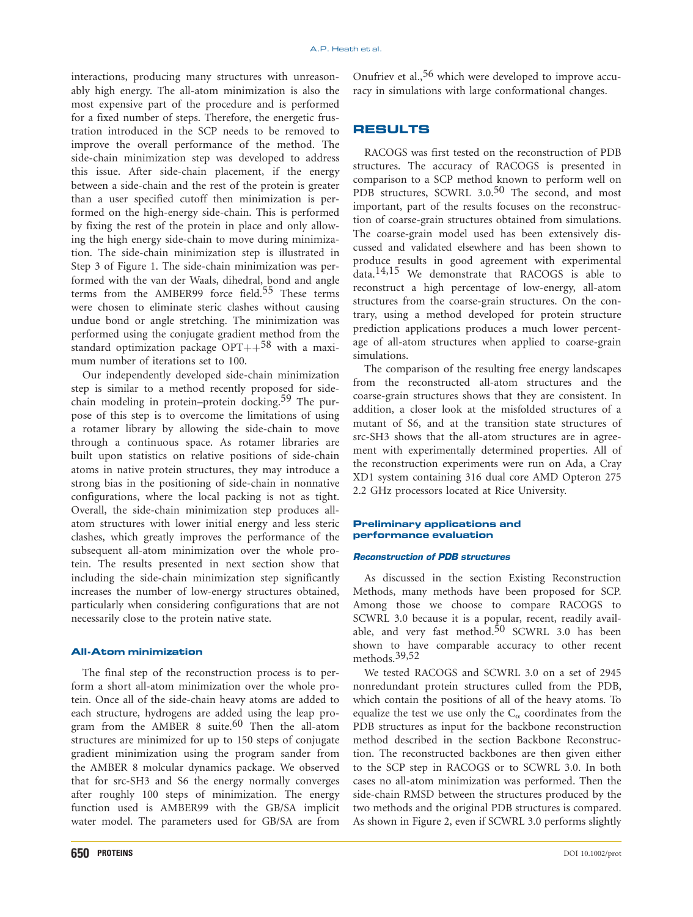interactions, producing many structures with unreasonably high energy. The all-atom minimization is also the most expensive part of the procedure and is performed for a fixed number of steps. Therefore, the energetic frustration introduced in the SCP needs to be removed to improve the overall performance of the method. The side-chain minimization step was developed to address this issue. After side-chain placement, if the energy between a side-chain and the rest of the protein is greater than a user specified cutoff then minimization is performed on the high-energy side-chain. This is performed by fixing the rest of the protein in place and only allowing the high energy side-chain to move during minimization. The side-chain minimization step is illustrated in Step 3 of Figure 1. The side-chain minimization was performed with the van der Waals, dihedral, bond and angle terms from the AMBER99 force field.[55] These terms were chosen to eliminate steric clashes without causing undue bond or angle stretching. The minimization was performed using the conjugate gradient method from the standard optimization package OPT++[58] with a maximum number of iterations set to 100.

Our independently developed side-chain minimization step is similar to a method recently proposed for side-chain modeling in protein–protein docking.[59] The purpose of this step is to overcome the limitations of using a rotamer library by allowing the side-chain to move through a continuous space. As rotamer libraries are built upon statistics on relative positions of side-chain atoms in native protein structures, they may introduce a strong bias in the positioning of side-chain in nonnative configurations, where the local packing is not as tight. Overall, the side-chain minimization step produces all-atom structures with lower initial energy and less steric clashes, which greatly improves the performance of the subsequent all-atom minimization over the whole protein. The results presented in next section show that including the side-chain minimization step significantly increases the number of low-energy structures obtained, particularly when considering configurations that are not necessarily close to the protein native state.

### All-Atom minimization

The final step of the reconstruction process is to perform a short all-atom minimization over the whole protein. Once all of the side-chain heavy atoms are added to each structure, hydrogens are added using the leap program from the AMBER 8 suite.[60] Then the all-atom structures are minimized for up to 150 steps of conjugate gradient minimization using the program sander from the AMBER 8 molcular dynamics package. We observed that for src-SH3 and S6 the energy normally converges after roughly 100 steps of minimization. The energy function used is AMBER99 with the GB/SA implicit water model. The parameters used for GB/SA are from Onufriev et al.,[56] which were developed to improve accuracy in simulations with large conformational changes.

## RESULTS

RACOGS was first tested on the reconstruction of PDB structures. The accuracy of RACOGS is presented in comparison to a SCP method known to perform well on PDB structures, SCWRL 3.0.[50] The second, and most important, part of the results focuses on the reconstruction of coarse-grain structures obtained from simulations. The coarse-grain model used has been extensively discussed and validated elsewhere and has been shown to produce results in good agreement with experimental data.[14,15] We demonstrate that RACOGS is able to reconstruct a high percentage of low-energy, all-atom structures from the coarse-grain structures. On the contrary, using a method developed for protein structure prediction applications produces a much lower percentage of all-atom structures when applied to coarse-grain simulations.

The comparison of the resulting free energy landscapes from the reconstructed all-atom structures and the coarse-grain structures shows that they are consistent. In addition, a closer look at the misfolded structures of a mutant of S6, and at the transition state structures of src-SH3 shows that the all-atom structures are in agreement with experimentally determined properties. All of the reconstruction experiments were run on Ada, a Cray XD1 system containing 316 dual core AMD Opteron 275 2.2 GHz processors located at Rice University.

### Preliminary applications and performance evaluation

#### *Reconstruction of PDB structures*

As discussed in the section Existing Reconstruction Methods, many methods have been proposed for SCP. Among those we choose to compare RACOGS to SCWRL 3.0 because it is a popular, recent, readily available, and very fast method.[50] SCWRL 3.0 has been shown to have comparable accuracy to other recent methods.[39,52]

We tested RACOGS and SCWRL 3.0 on a set of 2945 nonredundant protein structures culled from the PDB, which contain the positions of all of the heavy atoms. To equalize the test we use only the $C_\alpha$ coordinates from the PDB structures as input for the backbone reconstruction method described in the section Backbone Reconstruction. The reconstructed backbones are then given either to the SCP step in RACOGS or to SCWRL 3.0. In both cases no all-atom minimization was performed. Then the side-chain RMSD between the structures produced by the two methods and the original PDB structures is compared. As shown in Figure 2, even if SCWRL 3.0 performs slightly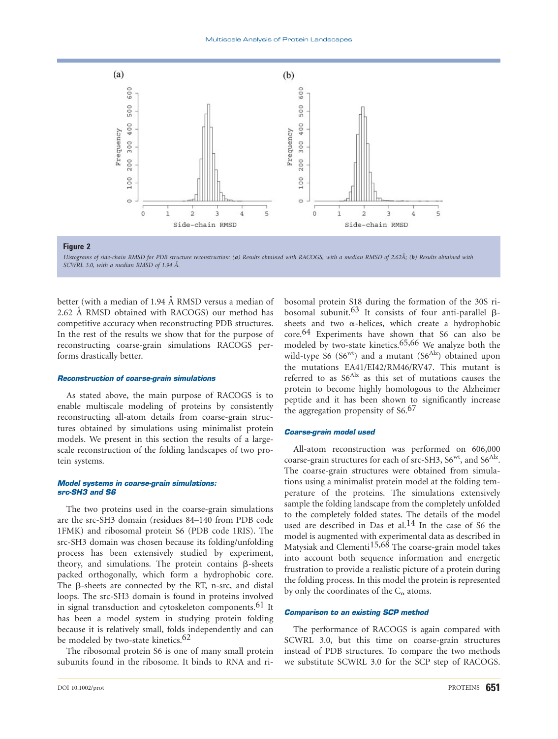**Figure 2**

*Histograms of side-chain RMSD for PDB structure reconstruction: (**a**) Results obtained with RACOGS, with a median RMSD of 2.62Å; (**b**) Results obtained with SCWRL 3.0, with a median RMSD of 1.94 Å.*

better (with a median of 1.94 Å RMSD versus a median of 2.62 Å RMSD obtained with RACOGS) our method has competitive accuracy when reconstructing PDB structures. In the rest of the results we show that for the purpose of reconstructing coarse-grain simulations RACOGS performs drastically better.

### Reconstruction of coarse-grain simulations

As stated above, the main purpose of RACOGS is to enable multiscale modeling of proteins by consistently reconstructing all-atom details from coarse-grain structures obtained by simulations using minimalist protein models. We present in this section the results of a large-scale reconstruction of the folding landscapes of two protein systems.

### Model systems in coarse-grain simulations: src-SH3 and S6

The two proteins used in the coarse-grain simulations are the src-SH3 domain (residues 84–140 from PDB code 1FMK) and ribosomal protein S6 (PDB code 1RIS). The src-SH3 domain was chosen because its folding/unfolding process has been extensively studied by experiment, theory, and simulations. The protein contains β-sheets packed orthogonally, which form a hydrophobic core. The β-sheets are connected by the RT, n-src, and distal loops. The src-SH3 domain is found in proteins involved in signal transduction and cytoskeleton components.[61] It has been a model system in studying protein folding because it is relatively small, folds independently and can be modeled by two-state kinetics.[62]

The ribosomal protein S6 is one of many small protein subunits found in the ribosome. It binds to RNA and ribosomal protein S18 during the formation of the 30S ribosomal subunit.[63] It consists of four anti-parallel β-sheets and two α-helices, which create a hydrophobic core.[64] Experiments have shown that S6 can also be modeled by two-state kinetics.[65,66] We analyze both the wild-type S6 ($S6^{wt}$) and a mutant ($S6^{Alz}$) obtained upon the mutations EA41/EI42/RM46/RV47. This mutant is referred to as $S6^{Alz}$ as this set of mutations causes the protein to become highly homologous to the Alzheimer peptide and it has been shown to significantly increase the aggregation propensity of S6.[67]

### Coarse-grain model used

All-atom reconstruction was performed on 606,000 coarse-grain structures for each of src-SH3, $S6^{wt}$, and $S6^{Alz}$. The coarse-grain structures were obtained from simulations using a minimalist protein model at the folding temperature of the proteins. The simulations extensively sample the folding landscape from the completely unfolded to the completely folded states. The details of the model used are described in Das et al.[14] In the case of S6 the model is augmented with experimental data as described in Matysiak and Clementi[15,68] The coarse-grain model takes into account both sequence information and energetic frustration to provide a realistic picture of a protein during the folding process. In this model the protein is represented by only the coordinates of the $C_\alpha$ atoms.

### Comparison to an existing SCP method

The performance of RACOGS is again compared with SCWRL 3.0, but this time on coarse-grain structures instead of PDB structures. To compare the two methods we substitute SCWRL 3.0 for the SCP step of RACOGS.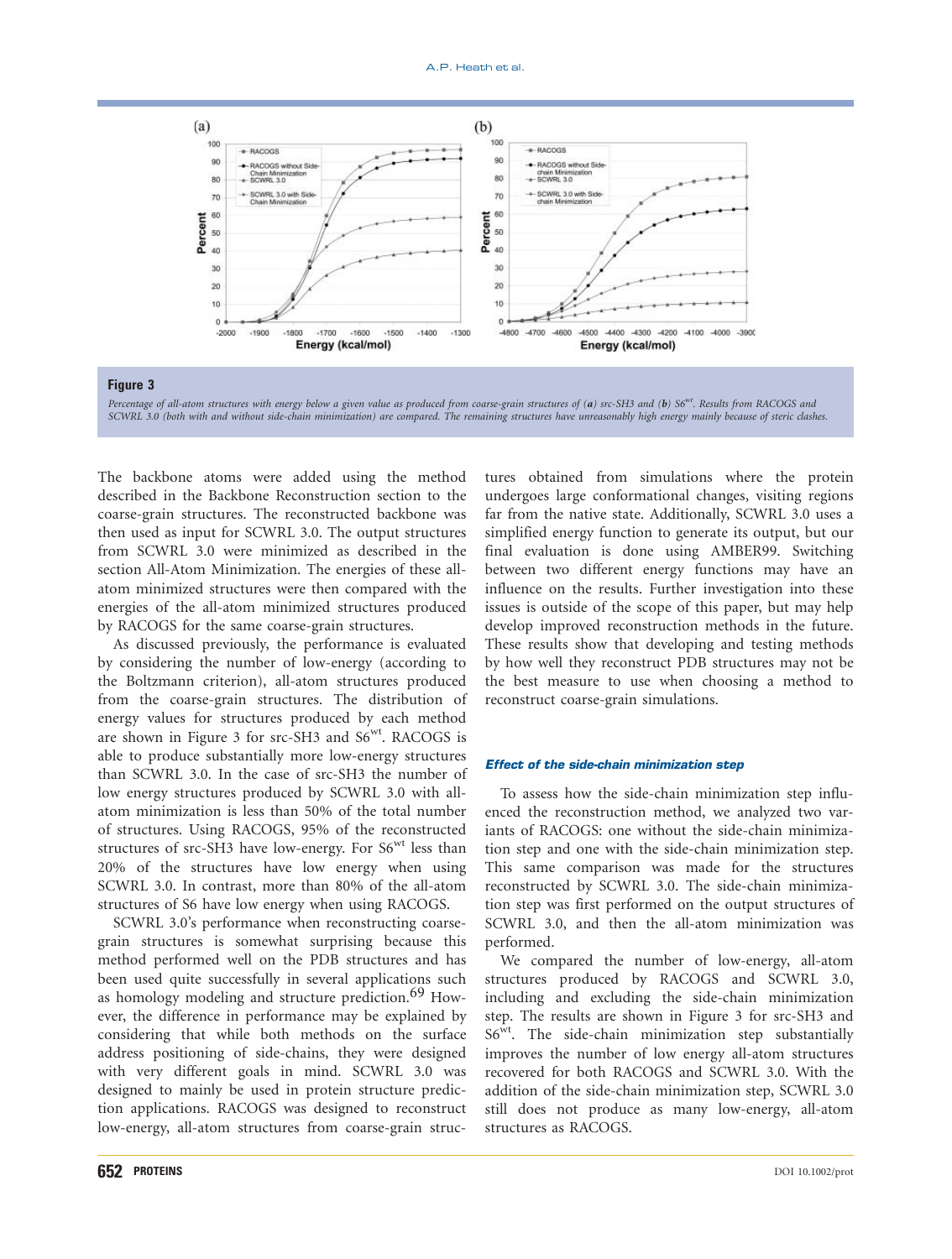**Figure 3**

*Percentage of all-atom structures with energy below a given value as produced from coarse-grain structures of (**a**) src-SH3 and (**b**) S6$^{wt}$. Results from RACOGS and SCWRL 3.0 (both with and without side-chain minimization) are compared. The remaining structures have unreasonably high energy mainly because of steric clashes.*

The backbone atoms were added using the method described in the Backbone Reconstruction section to the coarse-grain structures. The reconstructed backbone was then used as input for SCWRL 3.0. The output structures from SCWRL 3.0 were minimized as described in the section All-Atom Minimization. The energies of these all-atom minimized structures were then compared with the energies of the all-atom minimized structures produced by RACOGS for the same coarse-grain structures.

As discussed previously, the performance is evaluated by considering the number of low-energy (according to the Boltzmann criterion), all-atom structures produced from the coarse-grain structures. The distribution of energy values for structures produced by each method are shown in Figure 3 for src-SH3 and S6$^{wt}$. RACOGS is able to produce substantially more low-energy structures than SCWRL 3.0. In the case of src-SH3 the number of low energy structures produced by SCWRL 3.0 with all-atom minimization is less than 50% of the total number of structures. Using RACOGS, 95% of the reconstructed structures of src-SH3 have low-energy. For S6$^{wt}$ less than 20% of the structures have low energy when using SCWRL 3.0. In contrast, more than 80% of the all-atom structures of S6 have low energy when using RACOGS.

SCWRL 3.0's performance when reconstructing coarse-grain structures is somewhat surprising because this method performed well on the PDB structures and has been used quite successfully in several applications such as homology modeling and structure prediction.[69] However, the difference in performance may be explained by considering that while both methods on the surface address positioning of side-chains, they were designed with very different goals in mind. SCWRL 3.0 was designed to mainly be used in protein structure prediction applications. RACOGS was designed to reconstruct low-energy, all-atom structures from coarse-grain structures obtained from simulations where the protein undergoes large conformational changes, visiting regions far from the native state. Additionally, SCWRL 3.0 uses a simplified energy function to generate its output, but our final evaluation is done using AMBER99. Switching between two different energy functions may have an influence on the results. Further investigation into these issues is outside of the scope of this paper, but may help develop improved reconstruction methods in the future. These results show that developing and testing methods by how well they reconstruct PDB structures may not be the best measure to use when choosing a method to reconstruct coarse-grain simulations.

### Effect of the side-chain minimization step

To assess how the side-chain minimization step influenced the reconstruction method, we analyzed two variants of RACOGS: one without the side-chain minimization step and one with the side-chain minimization step. This same comparison was made for the structures reconstructed by SCWRL 3.0. The side-chain minimization step was first performed on the output structures of SCWRL 3.0, and then the all-atom minimization was performed.

We compared the number of low-energy, all-atom structures produced by RACOGS and SCWRL 3.0, including and excluding the side-chain minimization step. The results are shown in Figure 3 for src-SH3 and S6$^{wt}$. The side-chain minimization step substantially improves the number of low energy all-atom structures recovered for both RACOGS and SCWRL 3.0. With the addition of the side-chain minimization step, SCWRL 3.0 still does not produce as many low-energy, all-atom structures as RACOGS.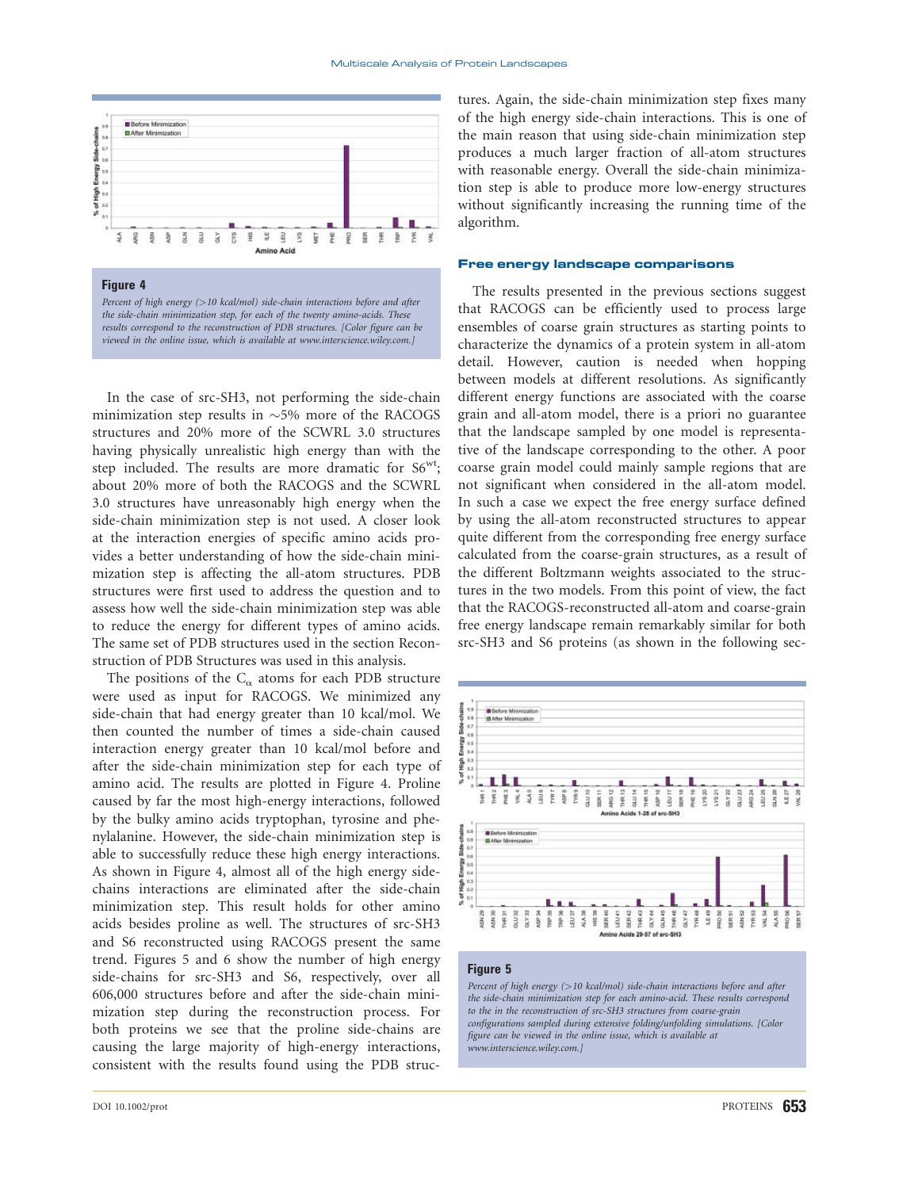% of High Energy Side-chains

1, 0.9, 0.8, 0.7, 0.6, 0.5, 0.4, 0.3, 0.2, 0.1, 0

Before Minimization
After Minimization

ALA ARG ASN ASP GLN GLU GLY CYS HIS ILE LEU LYS MET PHE PRO SER THR TRP TYR VAL

Amino Acid

**Figure 4**

*Percent of high energy (>10 kcal/mol) side-chain interactions before and after the side-chain minimization step, for each of the twenty amino-acids. These results correspond to the reconstruction of PDB structures. [Color figure can be viewed in the online issue, which is available at www.interscience.wiley.com.]*

In the case of src-SH3, not performing the side-chain minimization step results in ~5% more of the RACOGS structures and 20% more of the SCWRL 3.0 structures having physically unrealistic high energy than with the step included. The results are more dramatic for S6[wt]; about 20% more of both the RACOGS and the SCWRL 3.0 structures have unreasonably high energy when the side-chain minimization step is not used. A closer look at the interaction energies of specific amino acids provides a better understanding of how the side-chain minimization step is affecting the all-atom structures. PDB structures were first used to address the question and to assess how well the side-chain minimization step was able to reduce the energy for different types of amino acids. The same set of PDB structures used in the section Reconstruction of PDB Structures was used in this analysis.

The positions of the $C_\alpha$ atoms for each PDB structure were used as input for RACOGS. We minimized any side-chain that had energy greater than 10 kcal/mol. We then counted the number of times a side-chain caused interaction energy greater than 10 kcal/mol before and after the side-chain minimization step for each type of amino acid. The results are plotted in Figure 4. Proline caused by far the most high-energy interactions, followed by the bulky amino acids tryptophan, tyrosine and phenylalanine. However, the side-chain minimization step is able to successfully reduce these high energy interactions. As shown in Figure 4, almost all of the high energy side-chains interactions are eliminated after the side-chain minimization step. This result holds for other amino acids besides proline as well. The structures of src-SH3 and S6 reconstructed using RACOGS present the same trend. Figures 5 and 6 show the number of high energy side-chains for src-SH3 and S6, respectively, over all 606,000 structures before and after the side-chain minimization step during the reconstruction process. For both proteins we see that the proline side-chains are causing the large majority of high-energy interactions, consistent with the results found using the PDB structures. Again, the side-chain minimization step fixes many of the high energy side-chain interactions. This is one of the main reason that using side-chain minimization step produces a much larger fraction of all-atom structures with reasonable energy. Overall the side-chain minimization step is able to produce more low-energy structures without significantly increasing the running time of the algorithm.

### Free energy landscape comparisons

The results presented in the previous sections suggest that RACOGS can be efficiently used to process large ensembles of coarse grain structures as starting points to characterize the dynamics of a protein system in all-atom detail. However, caution is needed when hopping between models at different resolutions. As significantly different energy functions are associated with the coarse grain and all-atom model, there is a priori no guarantee that the landscape sampled by one model is representative of the landscape corresponding to the other. A poor coarse grain model could mainly sample regions that are not significant when considered in the all-atom model. In such a case we expect the free energy surface defined by using the all-atom reconstructed structures to appear quite different from the corresponding free energy surface calculated from the coarse-grain structures, as a result of the different Boltzmann weights associated to the structures in the two models. From this point of view, the fact that the RACOGS-reconstructed all-atom and coarse-grain free energy landscape remain remarkably similar for both src-SH3 and S6 proteins (as shown in the following sec-

% of High Energy Side-chains

1, 0.9, 0.8, 0.7, 0.6, 0.5, 0.4, 0.3, 0.2, 0.1, 0

Before Minimization
After Minimization

THR 1 THR 2 PHE 3 VAL 4 ALA 5 LEU 6 TYR 7 ASP 8 TYR 9 GLU 10 SER 11 ARG 12 THR 13 GLU 14 THR 15 ASP 16 LEU 17 SER 18 PHE 19 LYS 20 LYS 21 GLY 22 GLU 23 ARG 24 LEU 25 GLN 26 ILE 27 VAL 28

Amino Acids 1-28 of src-SH3

% of High Energy Side-chains

1, 0.9, 0.8, 0.7, 0.6, 0.5, 0.4, 0.3, 0.2, 0.1, 0

Before Minimization
After Minimization

ASN 29 ASN 30 THR 31 GLU 32 GLY 33 ASP 34 TRP 35 TRP 36 LEU 37 ALA 38 HIS 39 SER 40 LEU 41 SER 42 THR 43 GLY 44 GLN 45 THR 46 GLY 47 TYR 48 ILE 49 PRO 50 SER 51 ASN 52 TYR 53 VAL 54 ALA 55 PRO 56 SER 57

Amino Acids 29-57 of src-SH3

**Figure 5**

*Percent of high energy (>10 kcal/mol) side-chain interactions before and after the side-chain minimization step for each amino-acid. These results correspond to the in the reconstruction of src-SH3 structures from coarse-grain configurations sampled during extensive folding/unfolding simulations. [Color figure can be viewed in the online issue, which is available at www.interscience.wiley.com.]*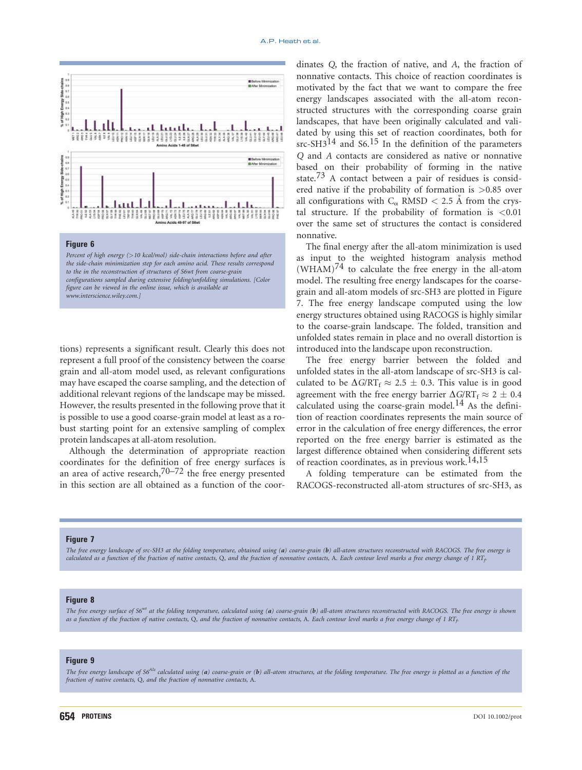**Figure 6**

*Percent of high energy (>10 kcal/mol) side-chain interactions before and after the side-chain minimization step for each amino acid. These results correspond to the in the reconstruction of structures of S6wt from coarse-grain configurations sampled during extensive folding/unfolding simulations. [Color figure can be viewed in the online issue, which is available at www.interscience.wiley.com.]*

tions) represents a significant result. Clearly this does not represent a full proof of the consistency between the coarse grain and all-atom model used, as relevant configurations may have escaped the coarse sampling, and the detection of additional relevant regions of the landscape may be missed. However, the results presented in the following prove that it is possible to use a good coarse-grain model at least as a robust starting point for an extensive sampling of complex protein landscapes at all-atom resolution.

Although the determination of appropriate reaction coordinates for the definition of free energy surfaces is an area of active research,[70–72] the free energy presented in this section are all obtained as a function of the coordinates $Q$, the fraction of native, and $A$, the fraction of nonnative contacts. This choice of reaction coordinates is motivated by the fact that we want to compare the free energy landscapes associated with the all-atom reconstructed structures with the corresponding coarse grain landscapes, that have been originally calculated and validated by using this set of reaction coordinates, both for src-SH3[14] and S6.[15] In the definition of the parameters $Q$ and $A$ contacts are considered as native or nonnative based on their probability of forming in the native state.[73] A contact between a pair of residues is considered native if the probability of formation is >0.85 over all configurations with $C_\alpha$ RMSD < 2.5 Å from the crystal structure. If the probability of formation is <0.01 over the same set of structures the contact is considered nonnative.

The final energy after the all-atom minimization is used as input to the weighted histogram analysis method (WHAM)[74] to calculate the free energy in the all-atom model. The resulting free energy landscapes for the coarse-grain and all-atom models of src-SH3 are plotted in Figure 7. The free energy landscape computed using the low energy structures obtained using RACOGS is highly similar to the coarse-grain landscape. The folded, transition and unfolded states remain in place and no overall distortion is introduced into the landscape upon reconstruction.

The free energy barrier between the folded and unfolded states in the all-atom landscape of src-SH3 is calculated to be $\Delta G/RT_f \approx 2.5 \pm 0.3$. This value is in good agreement with the free energy barrier $\Delta G/RT_f \approx 2 \pm 0.4$ calculated using the coarse-grain model.[14] As the definition of reaction coordinates represents the main source of error in the calculation of free energy differences, the error reported on the free energy barrier is estimated as the largest difference obtained when considering different sets of reaction coordinates, as in previous work.[14,15]

A folding temperature can be estimated from the RACOGS-reconstructed all-atom structures of src-SH3, as

**Figure 7**

*The free energy landscape of src-SH3 at the folding temperature, obtained using (**a**) coarse-grain (**b**) all-atom structures reconstructed with RACOGS. The free energy is calculated as a function of the fraction of native contacts, Q, and the fraction of nonnative contacts, A. Each contour level marks a free energy change of 1 $RT_f$.*

**Figure 8**

*The free energy surface of $S6^{wt}$ at the folding temperature, calculated using (**a**) coarse-grain (**b**) all-atom structures reconstructed with RACOGS. The free energy is shown as a function of the fraction of native contacts, Q, and the fraction of nonnative contacts, A. Each contour level marks a free energy change of 1 $RT_f$.*

**Figure 9**

*The free energy landscape of $S6^{Alz}$ calculated using (**a**) coarse-grain or (**b**) all-atom structures, at the folding temperature. The free energy is plotted as a function of the fraction of native contacts, Q, and the fraction of nonnative contacts, A.*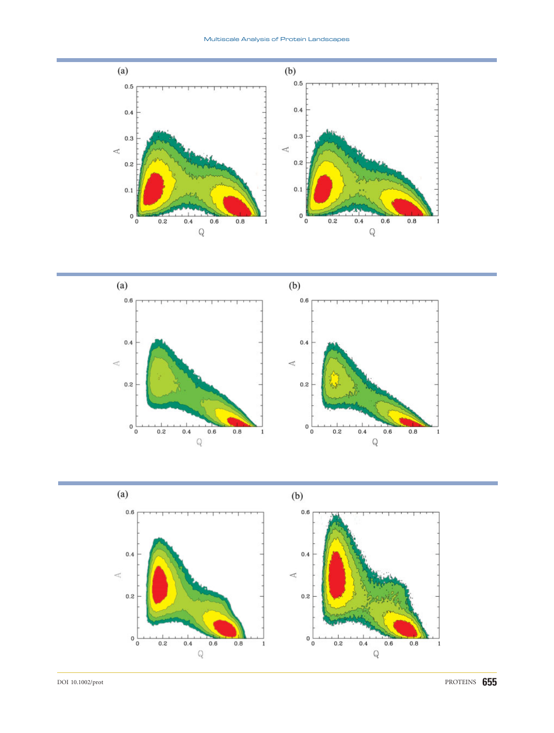(a)

(b)

(a)

(b)

(a)

(b)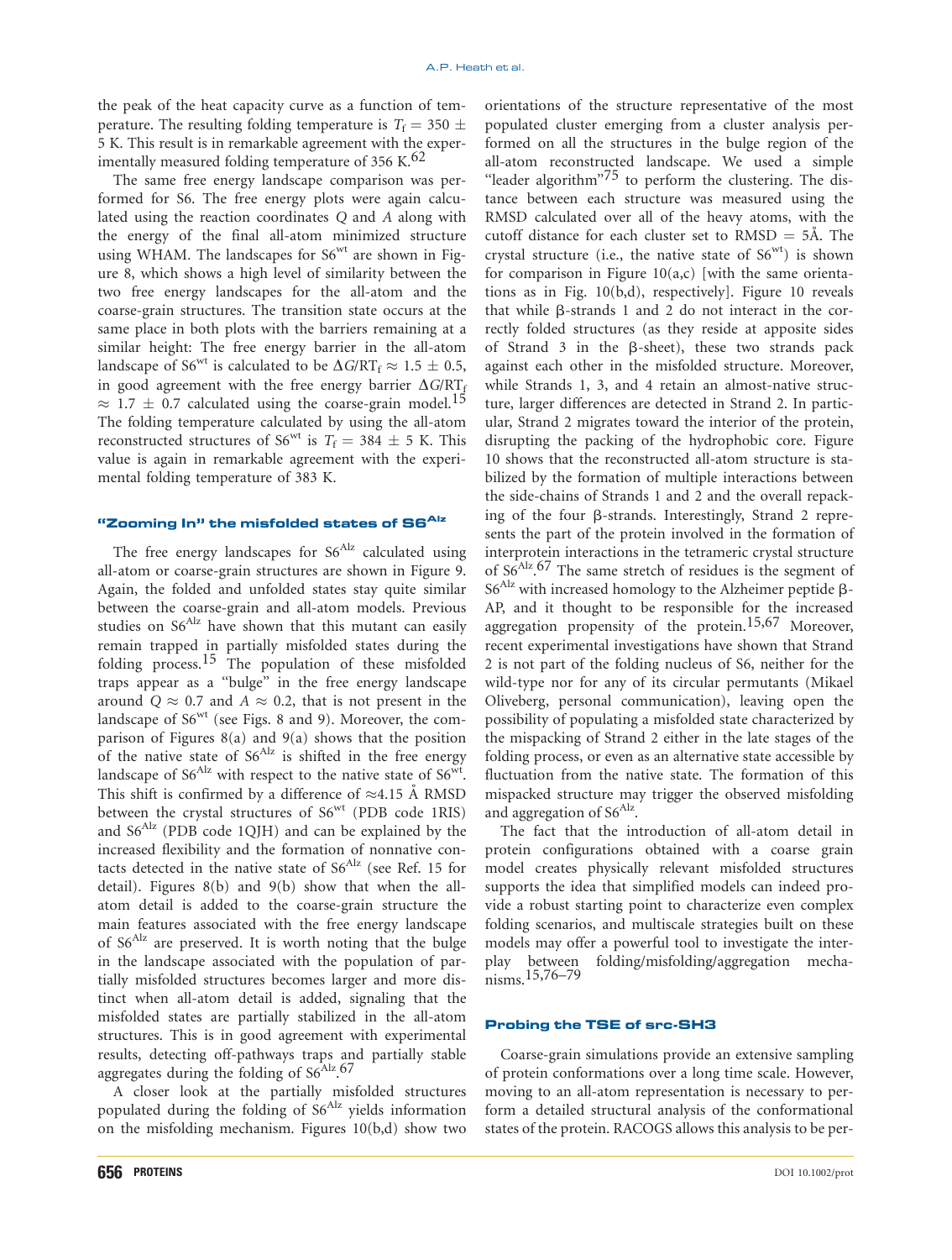the peak of the heat capacity curve as a function of temperature. The resulting folding temperature is $T_f = 350 \pm 5$ K. This result is in remarkable agreement with the experimentally measured folding temperature of 356 K.[62]

The same free energy landscape comparison was performed for S6. The free energy plots were again calculated using the reaction coordinates $Q$ and $A$ along with the energy of the final all-atom minimized structure using WHAM. The landscapes for S6$^{wt}$ are shown in Figure 8, which shows a high level of similarity between the two free energy landscapes for the all-atom and the coarse-grain structures. The transition state occurs at the same place in both plots with the barriers remaining at a similar height: The free energy barrier in the all-atom landscape of S6$^{wt}$ is calculated to be $\Delta G/RT_f \approx 1.5 \pm 0.5$, in good agreement with the free energy barrier $\Delta G/RT_f \approx 1.7 \pm 0.7$ calculated using the coarse-grain model.[15] The folding temperature calculated by using the all-atom reconstructed structures of S6$^{wt}$ is $T_f = 384 \pm 5$ K. This value is again in remarkable agreement with the experimental folding temperature of 383 K.

### "Zooming In" the misfolded states of S6$^{Alz}$

The free energy landscapes for S6$^{Alz}$ calculated using all-atom or coarse-grain structures are shown in Figure 9. Again, the folded and unfolded states stay quite similar between the coarse-grain and all-atom models. Previous studies on S6$^{Alz}$ have shown that this mutant can easily remain trapped in partially misfolded states during the folding process.[15] The population of these misfolded traps appear as a "bulge" in the free energy landscape around $Q \approx 0.7$ and $A \approx 0.2$, that is not present in the landscape of S6$^{wt}$ (see Figs. 8 and 9). Moreover, the comparison of Figures 8(a) and 9(a) shows that the position of the native state of S6$^{Alz}$ is shifted in the free energy landscape of S6$^{Alz}$ with respect to the native state of S6$^{wt}$. This shift is confirmed by a difference of $\approx$4.15 Å RMSD between the crystal structures of S6$^{wt}$ (PDB code 1RIS) and S6$^{Alz}$ (PDB code 1QJH) and can be explained by the increased flexibility and the formation of nonnative contacts detected in the native state of S6$^{Alz}$ (see Ref. 15 for detail). Figures 8(b) and 9(b) show that when the all-atom detail is added to the coarse-grain structure the main features associated with the free energy landscape of S6$^{Alz}$ are preserved. It is worth noting that the bulge in the landscape associated with the population of partially misfolded structures becomes larger and more distinct when all-atom detail is added, signaling that the misfolded states are partially stabilized in the all-atom structures. This is in good agreement with experimental results, detecting off-pathways traps and partially stable aggregates during the folding of S6$^{Alz}$.[67]

A closer look at the partially misfolded structures populated during the folding of S6$^{Alz}$ yields information on the misfolding mechanism. Figures 10(b,d) show two orientations of the structure representative of the most populated cluster emerging from a cluster analysis performed on all the structures in the bulge region of the all-atom reconstructed landscape. We used a simple "leader algorithm"[75] to perform the clustering. The distance between each structure was measured using the RMSD calculated over all of the heavy atoms, with the cutoff distance for each cluster set to RMSD = 5Å. The crystal structure (i.e., the native state of S6$^{wt}$) is shown for comparison in Figure 10(a,c) [with the same orientations as in Fig. 10(b,d), respectively]. Figure 10 reveals that while β-strands 1 and 2 do not interact in the correctly folded structures (as they reside at apposite sides of Strand 3 in the β-sheet), these two strands pack against each other in the misfolded structure. Moreover, while Strands 1, 3, and 4 retain an almost-native structure, larger differences are detected in Strand 2. In particular, Strand 2 migrates toward the interior of the protein, disrupting the packing of the hydrophobic core. Figure 10 shows that the reconstructed all-atom structure is stabilized by the formation of multiple interactions between the side-chains of Strands 1 and 2 and the overall repacking of the four β-strands. Interestingly, Strand 2 represents the part of the protein involved in the formation of interprotein interactions in the tetrameric crystal structure of S6$^{Alz}$.[67] The same stretch of residues is the segment of S6$^{Alz}$ with increased homology to the Alzheimer peptide β-AP, and it thought to be responsible for the increased aggregation propensity of the protein.[15,67] Moreover, recent experimental investigations have shown that Strand 2 is not part of the folding nucleus of S6, neither for the wild-type nor for any of its circular permutants (Mikael Oliveberg, personal communication), leaving open the possibility of populating a misfolded state characterized by the mispacking of Strand 2 either in the late stages of the folding process, or even as an alternative state accessible by fluctuation from the native state. The formation of this mispacked structure may trigger the observed misfolding and aggregation of S6$^{Alz}$.

The fact that the introduction of all-atom detail in protein configurations obtained with a coarse grain model creates physically relevant misfolded structures supports the idea that simplified models can indeed provide a robust starting point to characterize even complex folding scenarios, and multiscale strategies built on these models may offer a powerful tool to investigate the interplay between folding/misfolding/aggregation mechanisms.[15,76–79]

### Probing the TSE of src-SH3

Coarse-grain simulations provide an extensive sampling of protein conformations over a long time scale. However, moving to an all-atom representation is necessary to perform a detailed structural analysis of the conformational states of the protein. RACOGS allows this analysis to be per-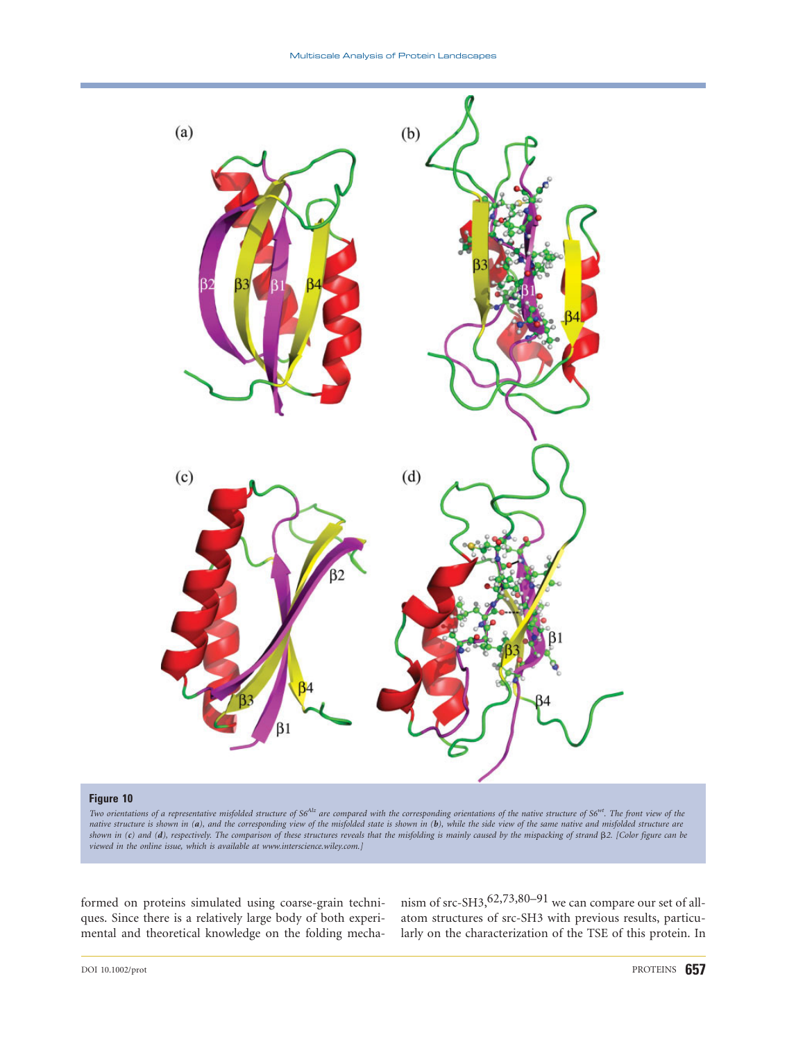**Figure 10**

*Two orientations of a representative misfolded structure of $S6^{Alz}$ are compared with the corresponding orientations of the native structure of $S6^{wt}$. The front view of the native structure is shown in (**a**), and the corresponding view of the misfolded state is shown in (**b**), while the side view of the same native and misfolded structure are shown in (**c**) and (**d**), respectively. The comparison of these structures reveals that the misfolding is mainly caused by the mispacking of strand β2. [Color figure can be viewed in the online issue, which is available at www.interscience.wiley.com.]*

formed on proteins simulated using coarse-grain techniques. Since there is a relatively large body of both experimental and theoretical knowledge on the folding mechanism of src-SH3,[62,73,80–91] we can compare our set of all-atom structures of src-SH3 with previous results, particularly on the characterization of the TSE of this protein. In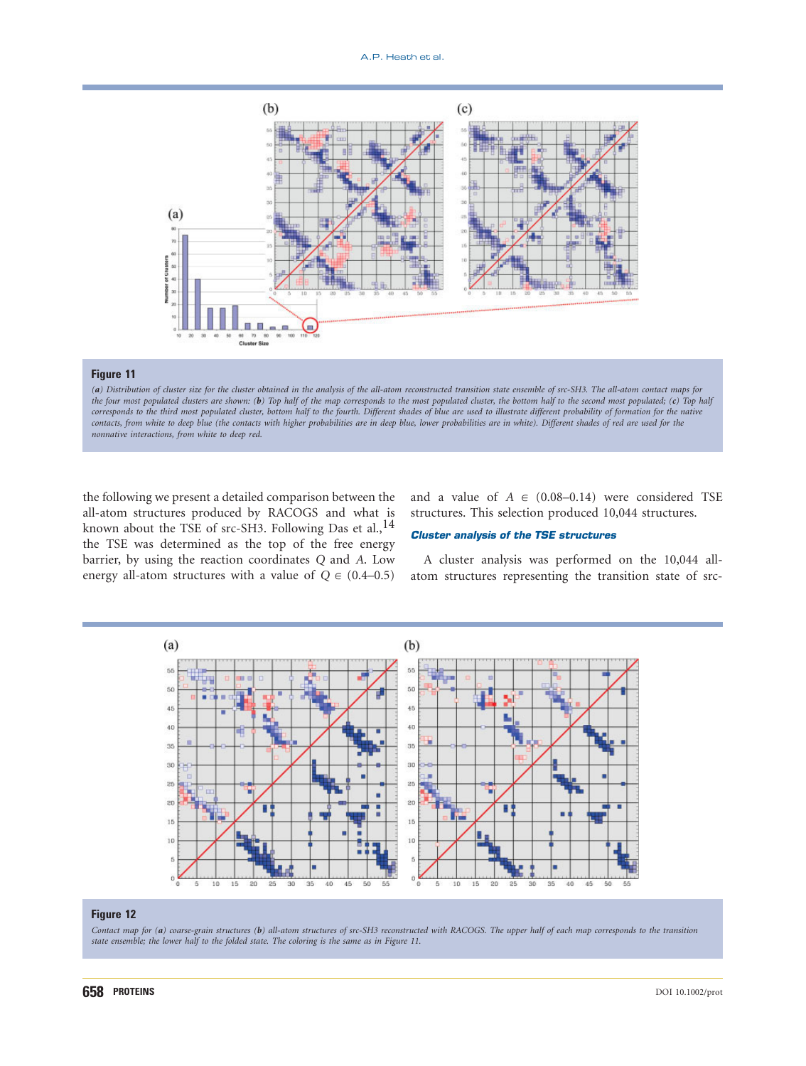**Figure 11**

(*a*) Distribution of cluster size for the cluster obtained in the analysis of the all-atom reconstructed transition state ensemble of src-SH3. The all-atom contact maps for the four most populated clusters are shown: (*b*) Top half of the map corresponds to the most populated cluster, the bottom half to the second most populated; (*c*) Top half corresponds to the third most populated cluster, bottom half to the fourth. Different shades of blue are used to illustrate different probability of formation for the native contacts, from white to deep blue (the contacts with higher probabilities are in deep blue, lower probabilities are in white). Different shades of red are used for the nonnative interactions, from white to deep red.

the following we present a detailed comparison between the all-atom structures produced by RACOGS and what is known about the TSE of src-SH3. Following Das et al.,[14] the TSE was determined as the top of the free energy barrier, by using the reaction coordinates $Q$ and $A$. Low energy all-atom structures with a value of $Q \in (0.4\text{–}0.5)$ and a value of $A \in (0.08\text{–}0.14)$ were considered TSE structures. This selection produced 10,044 structures.

### Cluster analysis of the TSE structures

A cluster analysis was performed on the 10,044 all-atom structures representing the transition state of src-

**Figure 12**

Contact map for (*a*) coarse-grain structures (*b*) all-atom structures of src-SH3 reconstructed with RACOGS. The upper half of each map corresponds to the transition state ensemble; the lower half to the folded state. The coloring is the same as in Figure 11.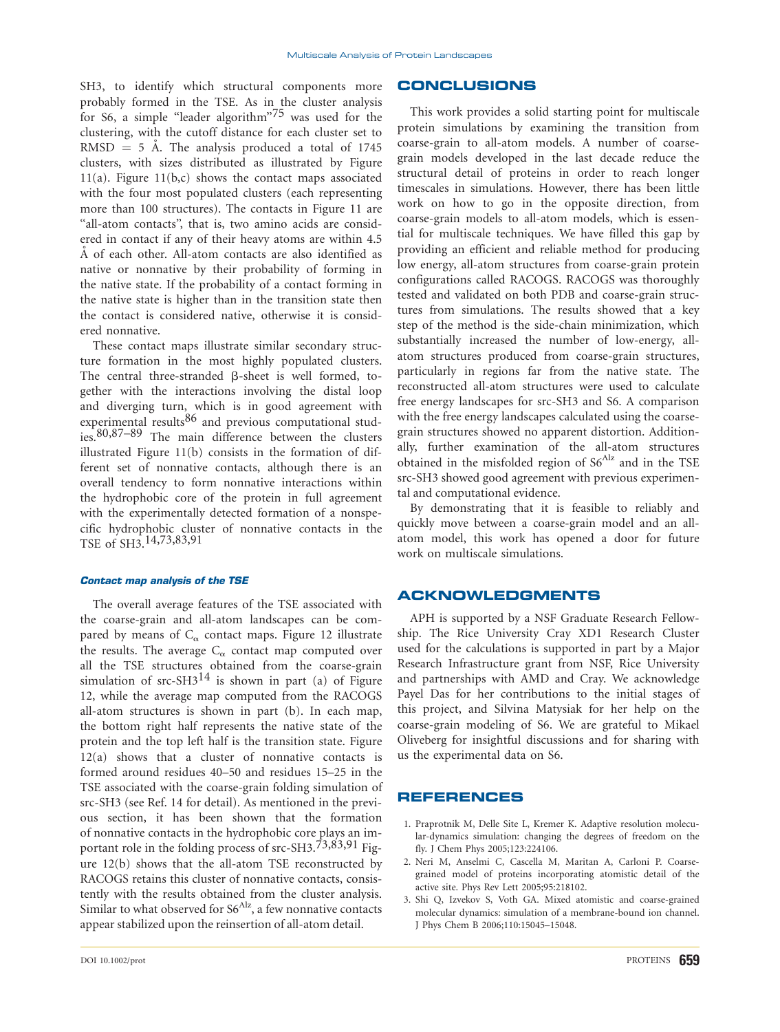SH3, to identify which structural components more probably formed in the TSE. As in the cluster analysis for S6, a simple "leader algorithm"[75] was used for the clustering, with the cutoff distance for each cluster set to RMSD = 5 Å. The analysis produced a total of 1745 clusters, with sizes distributed as illustrated by Figure 11(a). Figure 11(b,c) shows the contact maps associated with the four most populated clusters (each representing more than 100 structures). The contacts in Figure 11 are "all-atom contacts", that is, two amino acids are considered in contact if any of their heavy atoms are within 4.5 Å of each other. All-atom contacts are also identified as native or nonnative by their probability of forming in the native state. If the probability of a contact forming in the native state is higher than in the transition state then the contact is considered native, otherwise it is considered nonnative.

These contact maps illustrate similar secondary structure formation in the most highly populated clusters. The central three-stranded β-sheet is well formed, together with the interactions involving the distal loop and diverging turn, which is in good agreement with experimental results[86] and previous computational studies.[80,87–89] The main difference between the clusters illustrated Figure 11(b) consists in the formation of different set of nonnative contacts, although there is an overall tendency to form nonnative interactions within the hydrophobic core of the protein in full agreement with the experimentally detected formation of a nonspecific hydrophobic cluster of nonnative contacts in the TSE of SH3.[14,73,83,91]

#### *Contact map analysis of the TSE*

The overall average features of the TSE associated with the coarse-grain and all-atom landscapes can be compared by means of $C_\alpha$ contact maps. Figure 12 illustrate the results. The average $C_\alpha$ contact map computed over all the TSE structures obtained from the coarse-grain simulation of src-SH3[14] is shown in part (a) of Figure 12, while the average map computed from the RACOGS all-atom structures is shown in part (b). In each map, the bottom right half represents the native state of the protein and the top left half is the transition state. Figure 12(a) shows that a cluster of nonnative contacts is formed around residues 40–50 and residues 15–25 in the TSE associated with the coarse-grain folding simulation of src-SH3 (see Ref. 14 for detail). As mentioned in the previous section, it has been shown that the formation of nonnative contacts in the hydrophobic core plays an important role in the folding process of src-SH3.[73,83,91] Figure 12(b) shows that the all-atom TSE reconstructed by RACOGS retains this cluster of nonnative contacts, consistently with the results obtained from the cluster analysis. Similar to what observed for $S6^{Alz}$, a few nonnative contacts appear stabilized upon the reinsertion of all-atom detail.

## CONCLUSIONS

This work provides a solid starting point for multiscale protein simulations by examining the transition from coarse-grain to all-atom models. A number of coarse-grain models developed in the last decade reduce the structural detail of proteins in order to reach longer timescales in simulations. However, there has been little work on how to go in the opposite direction, from coarse-grain models to all-atom models, which is essential for multiscale techniques. We have filled this gap by providing an efficient and reliable method for producing low energy, all-atom structures from coarse-grain protein configurations called RACOGS. RACOGS was thoroughly tested and validated on both PDB and coarse-grain structures from simulations. The results showed that a key step of the method is the side-chain minimization, which substantially increased the number of low-energy, all-atom structures produced from coarse-grain structures, particularly in regions far from the native state. The reconstructed all-atom structures were used to calculate free energy landscapes for src-SH3 and S6. A comparison with the free energy landscapes calculated using the coarse-grain structures showed no apparent distortion. Additionally, further examination of the all-atom structures obtained in the misfolded region of $S6^{Alz}$ and in the TSE src-SH3 showed good agreement with previous experimental and computational evidence.

By demonstrating that it is feasible to reliably and quickly move between a coarse-grain model and an all-atom model, this work has opened a door for future work on multiscale simulations.

## ACKNOWLEDGMENTS

APH is supported by a NSF Graduate Research Fellowship. The Rice University Cray XD1 Research Cluster used for the calculations is supported in part by a Major Research Infrastructure grant from NSF, Rice University and partnerships with AMD and Cray. We acknowledge Payel Das for her contributions to the initial stages of this project, and Silvina Matysiak for her help on the coarse-grain modeling of S6. We are grateful to Mikael Oliveberg for insightful discussions and for sharing with us the experimental data on S6.

## REFERENCES

1. Praprotnik M, Delle Site L, Kremer K. Adaptive resolution molecular-dynamics simulation: changing the degrees of freedom on the fly. J Chem Phys 2005;123:224106.
2. Neri M, Anselmi C, Cascella M, Maritan A, Carloni P. Coarse-grained model of proteins incorporating atomistic detail of the active site. Phys Rev Lett 2005;95:218102.
3. Shi Q, Izvekov S, Voth GA. Mixed atomistic and coarse-grained molecular dynamics: simulation of a membrane-bound ion channel. J Phys Chem B 2006;110:15045–15048.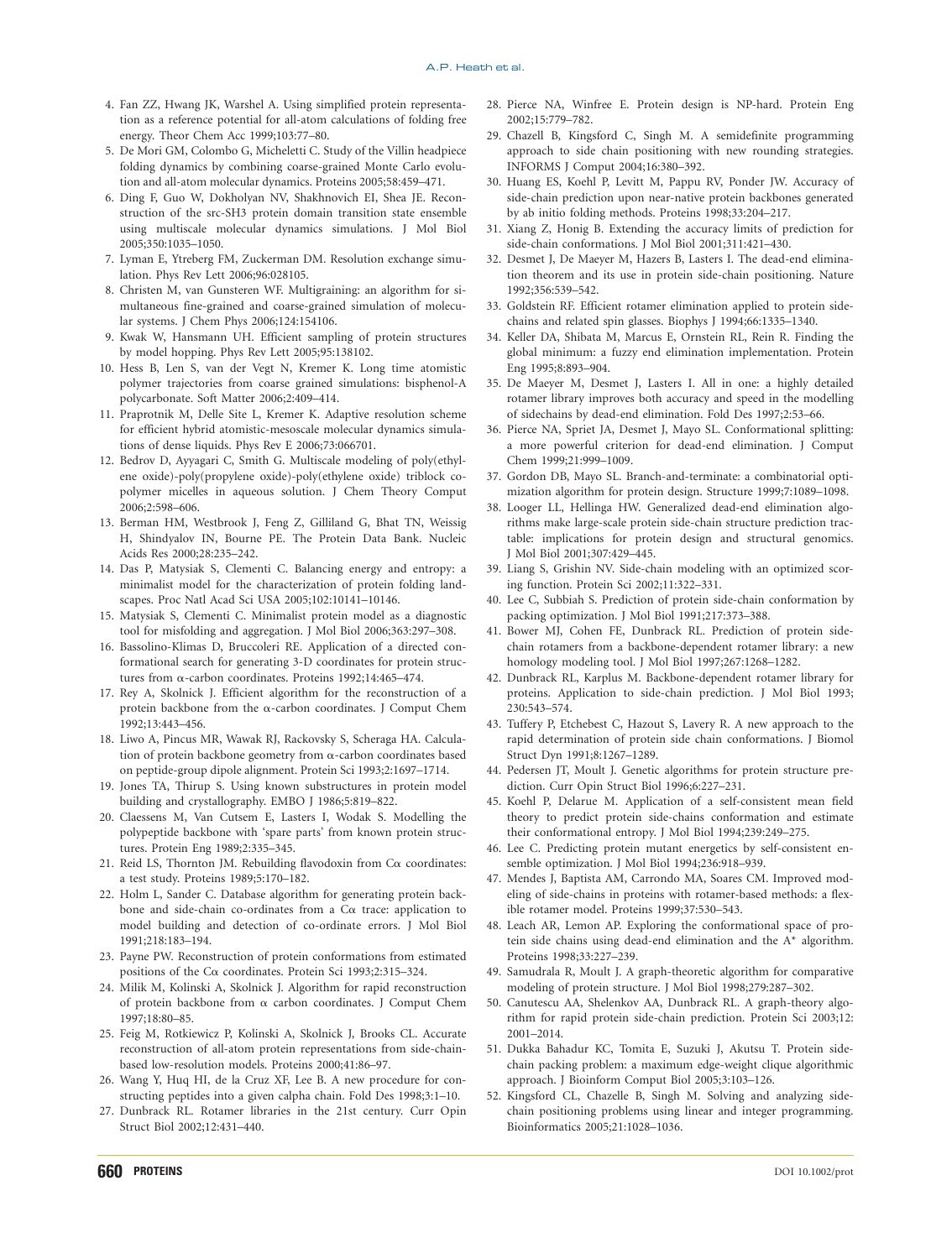4. Fan ZZ, Hwang JK, Warshel A. Using simplified protein representation as a reference potential for all-atom calculations of folding free energy. Theor Chem Acc 1999;103:77–80.
5. De Mori GM, Colombo G, Micheletti C. Study of the Villin headpiece folding dynamics by combining coarse-grained Monte Carlo evolution and all-atom molecular dynamics. Proteins 2005;58:459–471.
6. Ding F, Guo W, Dokholyan NV, Shakhnovich EI, Shea JE. Reconstruction of the src-SH3 protein domain transition state ensemble using multiscale molecular dynamics simulations. J Mol Biol 2005;350:1035–1050.
7. Lyman E, Ytreberg FM, Zuckerman DM. Resolution exchange simulation. Phys Rev Lett 2006;96:028105.
8. Christen M, van Gunsteren WF. Multigraining: an algorithm for simultaneous fine-grained and coarse-grained simulation of molecular systems. J Chem Phys 2006;124:154106.
9. Kwak W, Hansmann UH. Efficient sampling of protein structures by model hopping. Phys Rev Lett 2005;95:138102.
10. Hess B, Len S, van der Vegt N, Kremer K. Long time atomistic polymer trajectories from coarse grained simulations: bisphenol-A polycarbonate. Soft Matter 2006;2:409–414.
11. Praprotnik M, Delle Site L, Kremer K. Adaptive resolution scheme for efficient hybrid atomistic-mesoscale molecular dynamics simulations of dense liquids. Phys Rev E 2006;73:066701.
12. Bedrov D, Ayyagari C, Smith G. Multiscale modeling of poly(ethylene oxide)-poly(propylene oxide)-poly(ethylene oxide) triblock copolymer micelles in aqueous solution. J Chem Theory Comput 2006;2:598–606.
13. Berman HM, Westbrook J, Feng Z, Gilliland G, Bhat TN, Weissig H, Shindyalov IN, Bourne PE. The Protein Data Bank. Nucleic Acids Res 2000;28:235–242.
14. Das P, Matysiak S, Clementi C. Balancing energy and entropy: a minimalist model for the characterization of protein folding landscapes. Proc Natl Acad Sci USA 2005;102:10141–10146.
15. Matysiak S, Clementi C. Minimalist protein model as a diagnostic tool for misfolding and aggregation. J Mol Biol 2006;363:297–308.
16. Bassolino-Klimas D, Bruccoleri RE. Application of a directed conformational search for generating 3-D coordinates for protein structures from α-carbon coordinates. Proteins 1992;14:465–474.
17. Rey A, Skolnick J. Efficient algorithm for the reconstruction of a protein backbone from the α-carbon coordinates. J Comput Chem 1992;13:443–456.
18. Liwo A, Pincus MR, Wawak RJ, Rackovsky S, Scheraga HA. Calculation of protein backbone geometry from α-carbon coordinates based on peptide-group dipole alignment. Protein Sci 1993;2:1697–1714.
19. Jones TA, Thirup S. Using known substructures in protein model building and crystallography. EMBO J 1986;5:819–822.
20. Claessens M, Van Cutsem E, Lasters I, Wodak S. Modelling the polypeptide backbone with 'spare parts' from known protein structures. Protein Eng 1989;2:335–345.
21. Reid LS, Thornton JM. Rebuilding flavodoxin from Cα coordinates: a test study. Proteins 1989;5:170–182.
22. Holm L, Sander C. Database algorithm for generating protein backbone and side-chain co-ordinates from a Cα trace: application to model building and detection of co-ordinate errors. J Mol Biol 1991;218:183–194.
23. Payne PW. Reconstruction of protein conformations from estimated positions of the Cα coordinates. Protein Sci 1993;2:315–324.
24. Milik M, Kolinski A, Skolnick J. Algorithm for rapid reconstruction of protein backbone from α carbon coordinates. J Comput Chem 1997;18:80–85.
25. Feig M, Rotkiewicz P, Kolinski A, Skolnick J, Brooks CL. Accurate reconstruction of all-atom protein representations from side-chain-based low-resolution models. Proteins 2000;41:86–97.
26. Wang Y, Huq HI, de la Cruz XF, Lee B. A new procedure for constructing peptides into a given calpha chain. Fold Des 1998;3:1–10.
27. Dunbrack RL. Rotamer libraries in the 21st century. Curr Opin Struct Biol 2002;12:431–440.
28. Pierce NA, Winfree E. Protein design is NP-hard. Protein Eng 2002;15:779–782.
29. Chazell B, Kingsford C, Singh M. A semidefinite programming approach to side chain positioning with new rounding strategies. INFORMS J Comput 2004;16:380–392.
30. Huang ES, Koehl P, Levitt M, Pappu RV, Ponder JW. Accuracy of side-chain prediction upon near-native protein backbones generated by ab initio folding methods. Proteins 1998;33:204–217.
31. Xiang Z, Honig B. Extending the accuracy limits of prediction for side-chain conformations. J Mol Biol 2001;311:421–430.
32. Desmet J, De Maeyer M, Hazers B, Lasters I. The dead-end elimination theorem and its use in protein side-chain positioning. Nature 1992;356:539–542.
33. Goldstein RF. Efficient rotamer elimination applied to protein side-chains and related spin glasses. Biophys J 1994;66:1335–1340.
34. Keller DA, Shibata M, Marcus E, Ornstein RL, Rein R. Finding the global minimum: a fuzzy end elimination implementation. Protein Eng 1995;8:893–904.
35. De Maeyer M, Desmet J, Lasters I. All in one: a highly detailed rotamer library improves both accuracy and speed in the modelling of sidechains by dead-end elimination. Fold Des 1997;2:53–66.
36. Pierce NA, Spriet JA, Desmet J, Mayo SL. Conformational splitting: a more powerful criterion for dead-end elimination. J Comput Chem 1999;21:999–1009.
37. Gordon DB, Mayo SL. Branch-and-terminate: a combinatorial optimization algorithm for protein design. Structure 1999;7:1089–1098.
38. Looger LL, Hellinga HW. Generalized dead-end elimination algorithms make large-scale protein side-chain structure prediction tractable: implications for protein design and structural genomics. J Mol Biol 2001;307:429–445.
39. Liang S, Grishin NV. Side-chain modeling with an optimized scoring function. Protein Sci 2002;11:322–331.
40. Lee C, Subbiah S. Prediction of protein side-chain conformation by packing optimization. J Mol Biol 1991;217:373–388.
41. Bower MJ, Cohen FE, Dunbrack RL. Prediction of protein side-chain rotamers from a backbone-dependent rotamer library: a new homology modeling tool. J Mol Biol 1997;267:1268–1282.
42. Dunbrack RL, Karplus M. Backbone-dependent rotamer library for proteins. Application to side-chain prediction. J Mol Biol 1993; 230:543–574.
43. Tuffery P, Etchebest C, Hazout S, Lavery R. A new approach to the rapid determination of protein side chain conformations. J Biomol Struct Dyn 1991;8:1267–1289.
44. Pedersen JT, Moult J. Genetic algorithms for protein structure prediction. Curr Opin Struct Biol 1996;6:227–231.
45. Koehl P, Delarue M. Application of a self-consistent mean field theory to predict protein side-chains conformation and estimate their conformational entropy. J Mol Biol 1994;239:249–275.
46. Lee C. Predicting protein mutant energetics by self-consistent ensemble optimization. J Mol Biol 1994;236:918–939.
47. Mendes J, Baptista AM, Carrondo MA, Soares CM. Improved modeling of side-chains in proteins with rotamer-based methods: a flexible rotamer model. Proteins 1999;37:530–543.
48. Leach AR, Lemon AP. Exploring the conformational space of protein side chains using dead-end elimination and the A* algorithm. Proteins 1998;33:227–239.
49. Samudrala R, Moult J. A graph-theoretic algorithm for comparative modeling of protein structure. J Mol Biol 1998;279:287–302.
50. Canutescu AA, Shelenkov AA, Dunbrack RL. A graph-theory algorithm for rapid protein side-chain prediction. Protein Sci 2003;12: 2001–2014.
51. Dukka Bahadur KC, Tomita E, Suzuki J, Akutsu T. Protein side-chain packing problem: a maximum edge-weight clique algorithmic approach. J Bioinform Comput Biol 2005;3:103–126.
52. Kingsford CL, Chazelle B, Singh M. Solving and analyzing side-chain positioning problems using linear and integer programming. Bioinformatics 2005;21:1028–1036.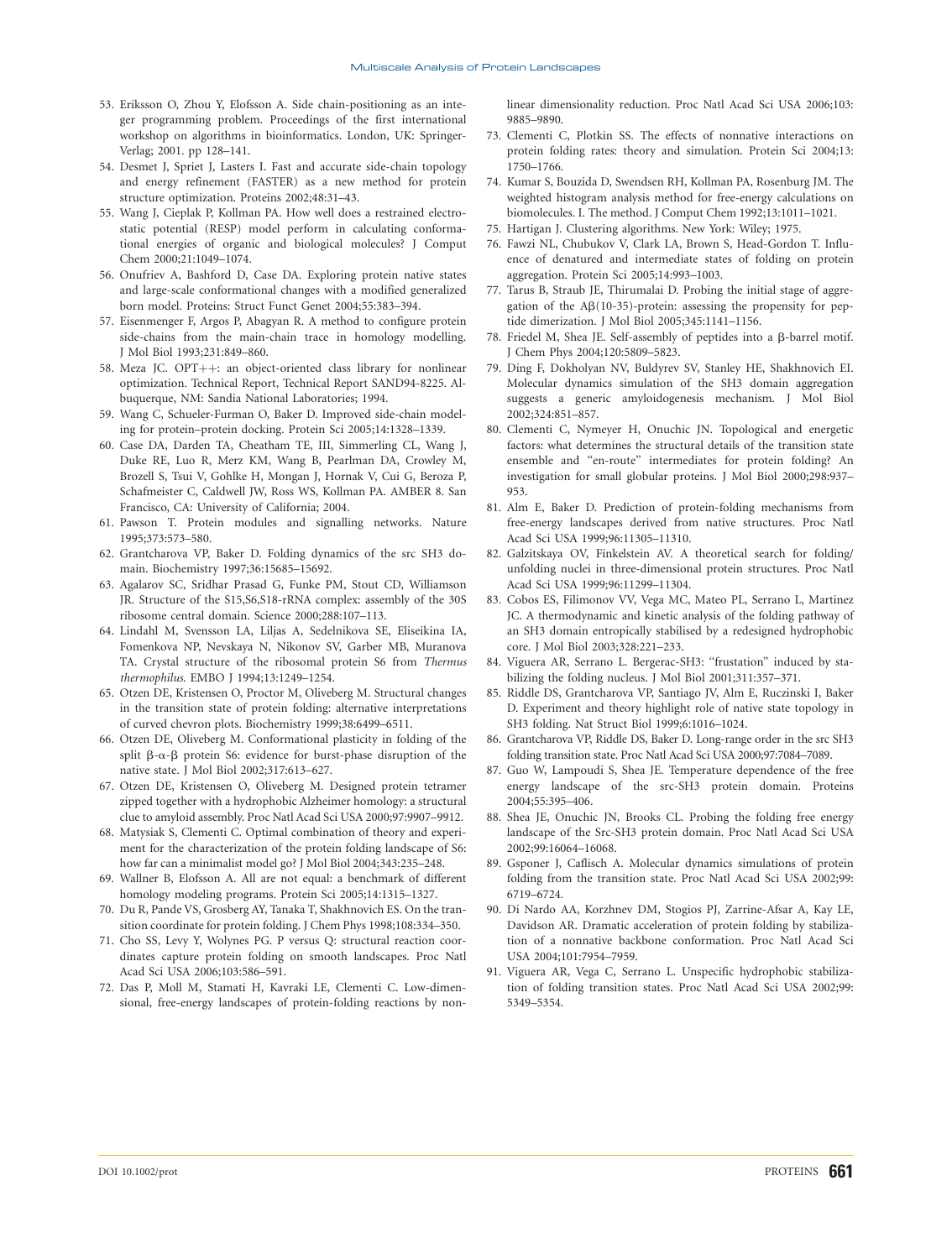53. Eriksson O, Zhou Y, Elofsson A. Side chain-positioning as an integer programming problem. Proceedings of the first international workshop on algorithms in bioinformatics. London, UK: Springer-Verlag; 2001. pp 128–141.
54. Desmet J, Spriet J, Lasters I. Fast and accurate side-chain topology and energy refinement (FASTER) as a new method for protein structure optimization. Proteins 2002;48:31–43.
55. Wang J, Cieplak P, Kollman PA. How well does a restrained electrostatic potential (RESP) model perform in calculating conformational energies of organic and biological molecules? J Comput Chem 2000;21:1049–1074.
56. Onufriev A, Bashford D, Case DA. Exploring protein native states and large-scale conformational changes with a modified generalized born model. Proteins: Struct Funct Genet 2004;55:383–394.
57. Eisenmenger F, Argos P, Abagyan R. A method to configure protein side-chains from the main-chain trace in homology modelling. J Mol Biol 1993;231:849–860.
58. Meza JC. OPT++: an object-oriented class library for nonlinear optimization. Technical Report, Technical Report SAND94-8225. Albuquerque, NM: Sandia National Laboratories; 1994.
59. Wang C, Schueler-Furman O, Baker D. Improved side-chain modeling for protein–protein docking. Protein Sci 2005;14:1328–1339.
60. Case DA, Darden TA, Cheatham TE, III, Simmerling CL, Wang J, Duke RE, Luo R, Merz KM, Wang B, Pearlman DA, Crowley M, Brozell S, Tsui V, Gohlke H, Mongan J, Hornak V, Cui G, Beroza P, Schafmeister C, Caldwell JW, Ross WS, Kollman PA. AMBER 8. San Francisco, CA: University of California; 2004.
61. Pawson T. Protein modules and signalling networks. Nature 1995;373:573–580.
62. Grantcharova VP, Baker D. Folding dynamics of the src SH3 domain. Biochemistry 1997;36:15685–15692.
63. Agalarov SC, Sridhar Prasad G, Funke PM, Stout CD, Williamson JR. Structure of the S15,S6,S18-rRNA complex: assembly of the 30S ribosome central domain. Science 2000;288:107–113.
64. Lindahl M, Svensson LA, Liljas A, Sedelnikova SE, Eliseikina IA, Fomenkova NP, Nevskaya N, Nikonov SV, Garber MB, Muranova TA. Crystal structure of the ribosomal protein S6 from *Thermus thermophilus*. EMBO J 1994;13:1249–1254.
65. Otzen DE, Kristensen O, Proctor M, Oliveberg M. Structural changes in the transition state of protein folding: alternative interpretations of curved chevron plots. Biochemistry 1999;38:6499–6511.
66. Otzen DE, Oliveberg M. Conformational plasticity in folding of the split β-α-β protein S6: evidence for burst-phase disruption of the native state. J Mol Biol 2002;317:613–627.
67. Otzen DE, Kristensen O, Oliveberg M. Designed protein tetramer zipped together with a hydrophobic Alzheimer homology: a structural clue to amyloid assembly. Proc Natl Acad Sci USA 2000;97:9907–9912.
68. Matysiak S, Clementi C. Optimal combination of theory and experiment for the characterization of the protein folding landscape of S6: how far can a minimalist model go? J Mol Biol 2004;343:235–248.
69. Wallner B, Elofsson A. All are not equal: a benchmark of different homology modeling programs. Protein Sci 2005;14:1315–1327.
70. Du R, Pande VS, Grosberg AY, Tanaka T, Shakhnovich ES. On the transition coordinate for protein folding. J Chem Phys 1998;108:334–350.
71. Cho SS, Levy Y, Wolynes PG. P versus Q: structural reaction coordinates capture protein folding on smooth landscapes. Proc Natl Acad Sci USA 2006;103:586–591.
72. Das P, Moll M, Stamati H, Kavraki LE, Clementi C. Low-dimensional, free-energy landscapes of protein-folding reactions by nonlinear dimensionality reduction. Proc Natl Acad Sci USA 2006;103: 9885–9890.
73. Clementi C, Plotkin SS. The effects of nonnative interactions on protein folding rates: theory and simulation. Protein Sci 2004;13: 1750–1766.
74. Kumar S, Bouzida D, Swendsen RH, Kollman PA, Rosenburg JM. The weighted histogram analysis method for free-energy calculations on biomolecules. I. The method. J Comput Chem 1992;13:1011–1021.
75. Hartigan J. Clustering algorithms. New York: Wiley; 1975.
76. Fawzi NL, Chubukov V, Clark LA, Brown S, Head-Gordon T. Influence of denatured and intermediate states of folding on protein aggregation. Protein Sci 2005;14:993–1003.
77. Tarus B, Straub JE, Thirumalai D. Probing the initial stage of aggregation of the Aβ(10-35)-protein: assessing the propensity for peptide dimerization. J Mol Biol 2005;345:1141–1156.
78. Friedel M, Shea JE. Self-assembly of peptides into a β-barrel motif. J Chem Phys 2004;120:5809–5823.
79. Ding F, Dokholyan NV, Buldyrev SV, Stanley HE, Shakhnovich EI. Molecular dynamics simulation of the SH3 domain aggregation suggests a generic amyloidogenesis mechanism. J Mol Biol 2002;324:851–857.
80. Clementi C, Nymeyer H, Onuchic JN. Topological and energetic factors: what determines the structural details of the transition state ensemble and "en-route" intermediates for protein folding? An investigation for small globular proteins. J Mol Biol 2000;298:937–953.
81. Alm E, Baker D. Prediction of protein-folding mechanisms from free-energy landscapes derived from native structures. Proc Natl Acad Sci USA 1999;96:11305–11310.
82. Galzitskaya OV, Finkelstein AV. A theoretical search for folding/unfolding nuclei in three-dimensional protein structures. Proc Natl Acad Sci USA 1999;96:11299–11304.
83. Cobos ES, Filimonov VV, Vega MC, Mateo PL, Serrano L, Martinez JC. A thermodynamic and kinetic analysis of the folding pathway of an SH3 domain entropically stabilised by a redesigned hydrophobic core. J Mol Biol 2003;328:221–233.
84. Viguera AR, Serrano L. Bergerac-SH3: "frustation" induced by stabilizing the folding nucleus. J Mol Biol 2001;311:357–371.
85. Riddle DS, Grantcharova VP, Santiago JV, Alm E, Ruczinski I, Baker D. Experiment and theory highlight role of native state topology in SH3 folding. Nat Struct Biol 1999;6:1016–1024.
86. Grantcharova VP, Riddle DS, Baker D. Long-range order in the src SH3 folding transition state. Proc Natl Acad Sci USA 2000;97:7084–7089.
87. Guo W, Lampoudi S, Shea JE. Temperature dependence of the free energy landscape of the src-SH3 protein domain. Proteins 2004;55:395–406.
88. Shea JE, Onuchic JN, Brooks CL. Probing the folding free energy landscape of the Src-SH3 protein domain. Proc Natl Acad Sci USA 2002;99:16064–16068.
89. Gsponer J, Caflisch A. Molecular dynamics simulations of protein folding from the transition state. Proc Natl Acad Sci USA 2002;99: 6719–6724.
90. Di Nardo AA, Korzhnev DM, Stogios PJ, Zarrine-Afsar A, Kay LE, Davidson AR. Dramatic acceleration of protein folding by stabilization of a nonnative backbone conformation. Proc Natl Acad Sci USA 2004;101:7954–7959.
91. Viguera AR, Vega C, Serrano L. Unspecific hydrophobic stabilization of folding transition states. Proc Natl Acad Sci USA 2002;99: 5349–5354.